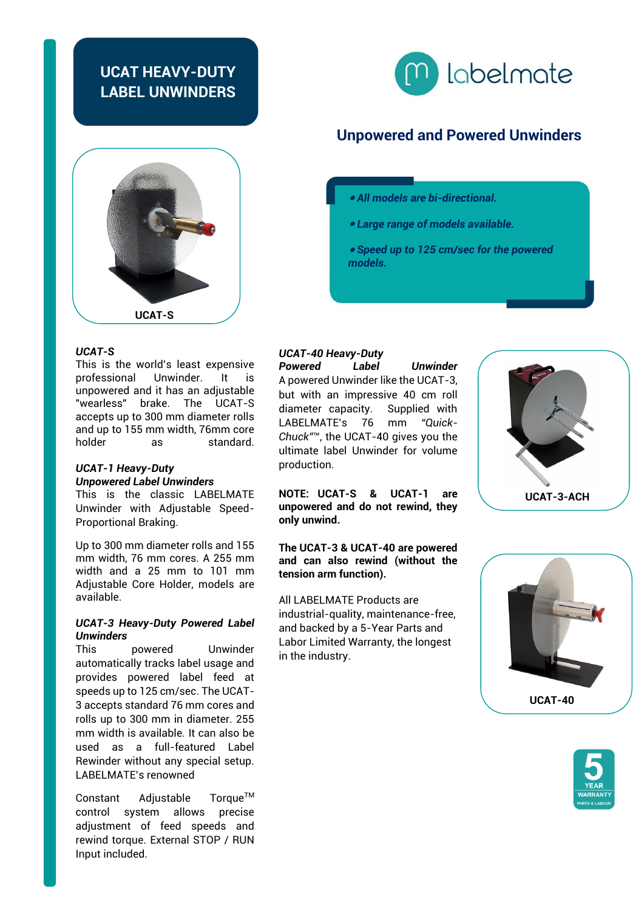# UCAT HEAVY-DUTY LABEL UNWINDERS

labelmate

## Unpowered and Powered Unwinders

- *All models are bi-directional.*
- *Large range of models available.*
- *Speed up to 125 cm/sec for the powered models.*

UCAT-S

***UCAT-S***

This is the world's least expensive professional Unwinder. It is unpowered and it has an adjustable "wearless" brake. The UCAT-S accepts up to 300 mm diameter rolls and up to 155 mm width, 76mm core holder as standard.

***UCAT-1 Heavy-Duty Unpowered Label Unwinders***

This is the classic LABELMATE Unwinder with Adjustable Speed-Proportional Braking.

Up to 300 mm diameter rolls and 155 mm width, 76 mm cores. A 255 mm width and a 25 mm to 101 mm Adjustable Core Holder, models are available.

***UCAT-3 Heavy-Duty Powered Label Unwinders***

This powered Unwinder automatically tracks label usage and provides powered label feed at speeds up to 125 cm/sec. The UCAT-3 accepts standard 76 mm cores and rolls up to 300 mm in diameter. 255 mm width is available. It can also be used as a full-featured Label Rewinder without any special setup. LABELMATE's renowned

Constant Adjustable Torque™ control system allows precise adjustment of feed speeds and rewind torque. External STOP / RUN Input included.

***UCAT-40 Heavy-Duty Powered Label Unwinder***

A powered Unwinder like the UCAT-3, but with an impressive 40 cm roll diameter capacity. Supplied with LABELMATE's 76 mm *"Quick-Chuck"*™, the UCAT-40 gives you the ultimate label Unwinder for volume production.

**NOTE: UCAT-S & UCAT-1 are unpowered and do not rewind, they only unwind.**

**The UCAT-3 & UCAT-40 are powered and can also rewind (without the tension arm function).**

All LABELMATE Products are industrial-quality, maintenance-free, and backed by a 5-Year Parts and Labor Limited Warranty, the longest in the industry.

UCAT-3-ACH

UCAT-40

5 YEAR WARRANTY PARTS & LABOUR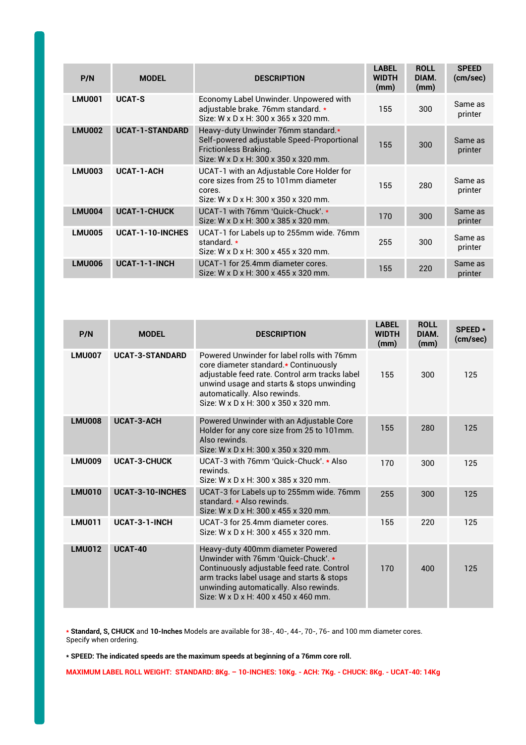| P/N | MODEL | DESCRIPTION | LABEL WIDTH (mm) | ROLL DIAM. (mm) | SPEED (cm/sec) |
|---|---|---|---|---|---|
| **LMU001** | **UCAT-S** | Economy Label Unwinder. Unpowered with adjustable brake. 76mm standard. * Size: W x D x H: 300 x 365 x 320 mm. | 155 | 300 | Same as printer |
| **LMU002** | **UCAT-1-STANDARD** | Heavy-duty Unwinder 76mm standard.* Self-powered adjustable Speed-Proportional Frictionless Braking. Size: W x D x H: 300 x 350 x 320 mm. | 155 | 300 | Same as printer |
| **LMU003** | **UCAT-1-ACH** | UCAT-1 with an Adjustable Core Holder for core sizes from 25 to 101mm diameter cores. Size: W x D x H: 300 x 350 x 320 mm. | 155 | 280 | Same as printer |
| **LMU004** | **UCAT-1-CHUCK** | UCAT-1 with 76mm 'Quick-Chuck'. * Size: W x D x H: 300 x 385 x 320 mm. | 170 | 300 | Same as printer |
| **LMU005** | **UCAT-1-10-INCHES** | UCAT-1 for Labels up to 255mm wide. 76mm standard. * Size: W x D x H: 300 x 455 x 320 mm. | 255 | 300 | Same as printer |
| **LMU006** | **UCAT-1-1-INCH** | UCAT-1 for 25.4mm diameter cores. Size: W x D x H: 300 x 455 x 320 mm. | 155 | 220 | Same as printer |

| P/N | MODEL | DESCRIPTION | LABEL WIDTH (mm) | ROLL DIAM. (mm) | SPEED * (cm/sec) |
|---|---|---|---|---|---|
| **LMU007** | **UCAT-3-STANDARD** | Powered Unwinder for label rolls with 76mm core diameter standard.* Continuously adjustable feed rate. Control arm tracks label unwind usage and starts & stops unwinding automatically. Also rewinds. Size: W x D x H: 300 x 350 x 320 mm. | 155 | 300 | 125 |
| **LMU008** | **UCAT-3-ACH** | Powered Unwinder with an Adjustable Core Holder for any core size from 25 to 101mm. Also rewinds. Size: W x D x H: 300 x 350 x 320 mm. | 155 | 280 | 125 |
| **LMU009** | **UCAT-3-CHUCK** | UCAT-3 with 76mm 'Quick-Chuck'. * Also rewinds. Size: W x D x H: 300 x 385 x 320 mm. | 170 | 300 | 125 |
| **LMU010** | **UCAT-3-10-INCHES** | UCAT-3 for Labels up to 255mm wide. 76mm standard. * Also rewinds. Size: W x D x H: 300 x 455 x 320 mm. | 255 | 300 | 125 |
| **LMU011** | **UCAT-3-1-INCH** | UCAT-3 for 25.4mm diameter cores. Size: W x D x H: 300 x 455 x 320 mm. | 155 | 220 | 125 |
| **LMU012** | **UCAT-40** | Heavy-duty 400mm diameter Powered Unwinder with 76mm 'Quick-Chuck'. * Continuously adjustable feed rate. Control arm tracks label usage and starts & stops unwinding automatically. Also rewinds. Size: W x D x H: 400 x 450 x 460 mm. | 170 | 400 | 125 |

\* **Standard, S, CHUCK** and **10-Inches** Models are available for 38-, 40-, 44-, 70-, 76- and 100 mm diameter cores. Specify when ordering.

**\* SPEED: The indicated speeds are the maximum speeds at beginning of a 76mm core roll.**

**MAXIMUM LABEL ROLL WEIGHT: STANDARD: 8Kg. – 10-INCHES: 10Kg. - ACH: 7Kg. - CHUCK: 8Kg. - UCAT-40: 14Kg**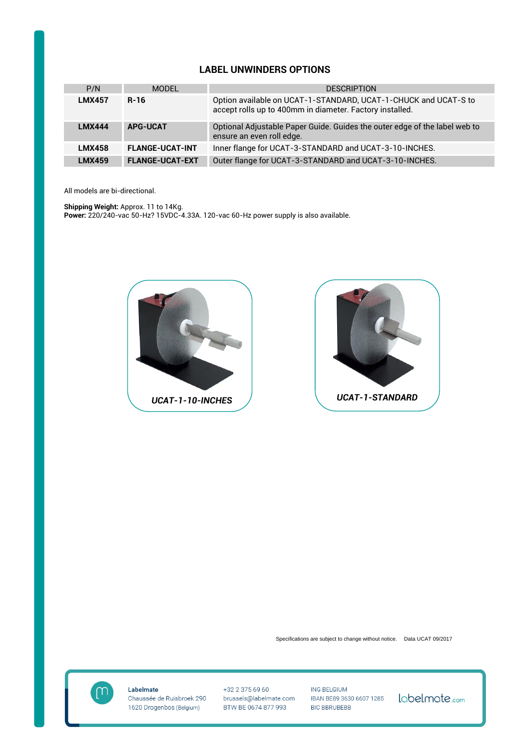## LABEL UNWINDERS OPTIONS

| P/N | MODEL | DESCRIPTION |
|---|---|---|
| **LMX457** | **R-16** | Option available on UCAT-1-STANDARD, UCAT-1-CHUCK and UCAT-S to accept rolls up to 400mm in diameter. Factory installed. |
| **LMX444** | **APG-UCAT** | Optional Adjustable Paper Guide. Guides the outer edge of the label web to ensure an even roll edge. |
| **LMX458** | **FLANGE-UCAT-INT** | Inner flange for UCAT-3-STANDARD and UCAT-3-10-INCHES. |
| **LMX459** | **FLANGE-UCAT-EXT** | Outer flange for UCAT-3-STANDARD and UCAT-3-10-INCHES. |

All models are bi-directional.

**Shipping Weight:** Approx. 11 to 14Kg.
**Power:** 220/240-vac 50-Hz? 15VDC-4.33A. 120-vac 60-Hz power supply is also available.

***UCAT-1-10-INCHES***

***UCAT-1-STANDARD***

Specifications are subject to change without notice. Data UCAT 09/2017

Labelmate
Chaussée de Ruisbroek 290
1620 Drogenbos (Belgium)

+32 2 375 69 60
brussels@labelmate.com
BTW BE 0674 877 993

ING BELGIUM
IBAN BE89 3630 6607 1285
BIC BBRUBEBB

labelmate.com